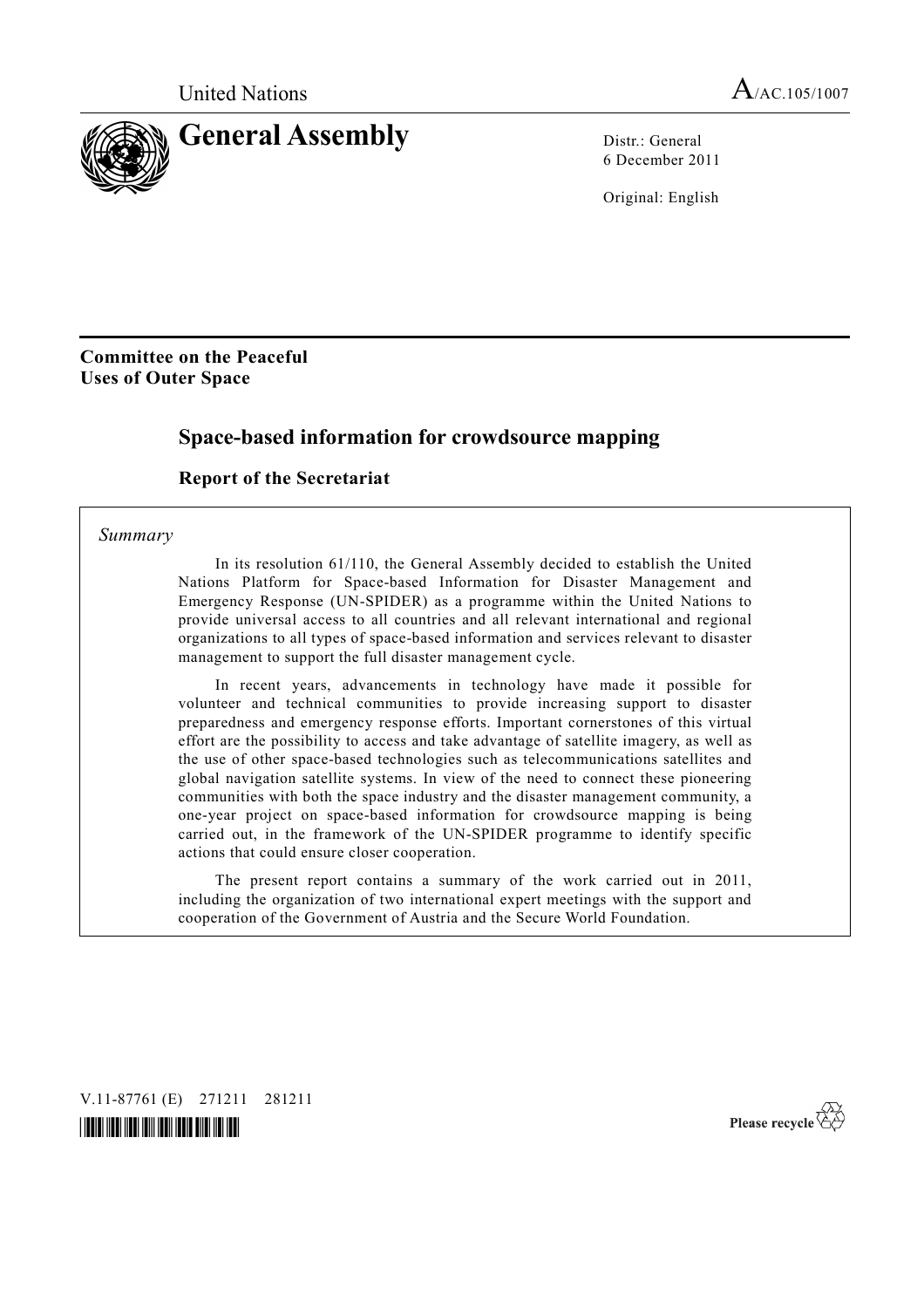United Nations A/AC.105/1007

# General Assembly

Distr.: General
6 December 2011

Original: English

**Committee on the Peaceful Uses of Outer Space**

## Space-based information for crowdsource mapping

### Report of the Secretariat

*Summary*

In its resolution 61/110, the General Assembly decided to establish the United Nations Platform for Space-based Information for Disaster Management and Emergency Response (UN-SPIDER) as a programme within the United Nations to provide universal access to all countries and all relevant international and regional organizations to all types of space-based information and services relevant to disaster management to support the full disaster management cycle.

In recent years, advancements in technology have made it possible for volunteer and technical communities to provide increasing support to disaster preparedness and emergency response efforts. Important cornerstones of this virtual effort are the possibility to access and take advantage of satellite imagery, as well as the use of other space-based technologies such as telecommunications satellites and global navigation satellite systems. In view of the need to connect these pioneering communities with both the space industry and the disaster management community, a one-year project on space-based information for crowdsource mapping is being carried out, in the framework of the UN-SPIDER programme to identify specific actions that could ensure closer cooperation.

The present report contains a summary of the work carried out in 2011, including the organization of two international expert meetings with the support and cooperation of the Government of Austria and the Secure World Foundation.

V.11-87761 (E) 271211 281211

Please recycle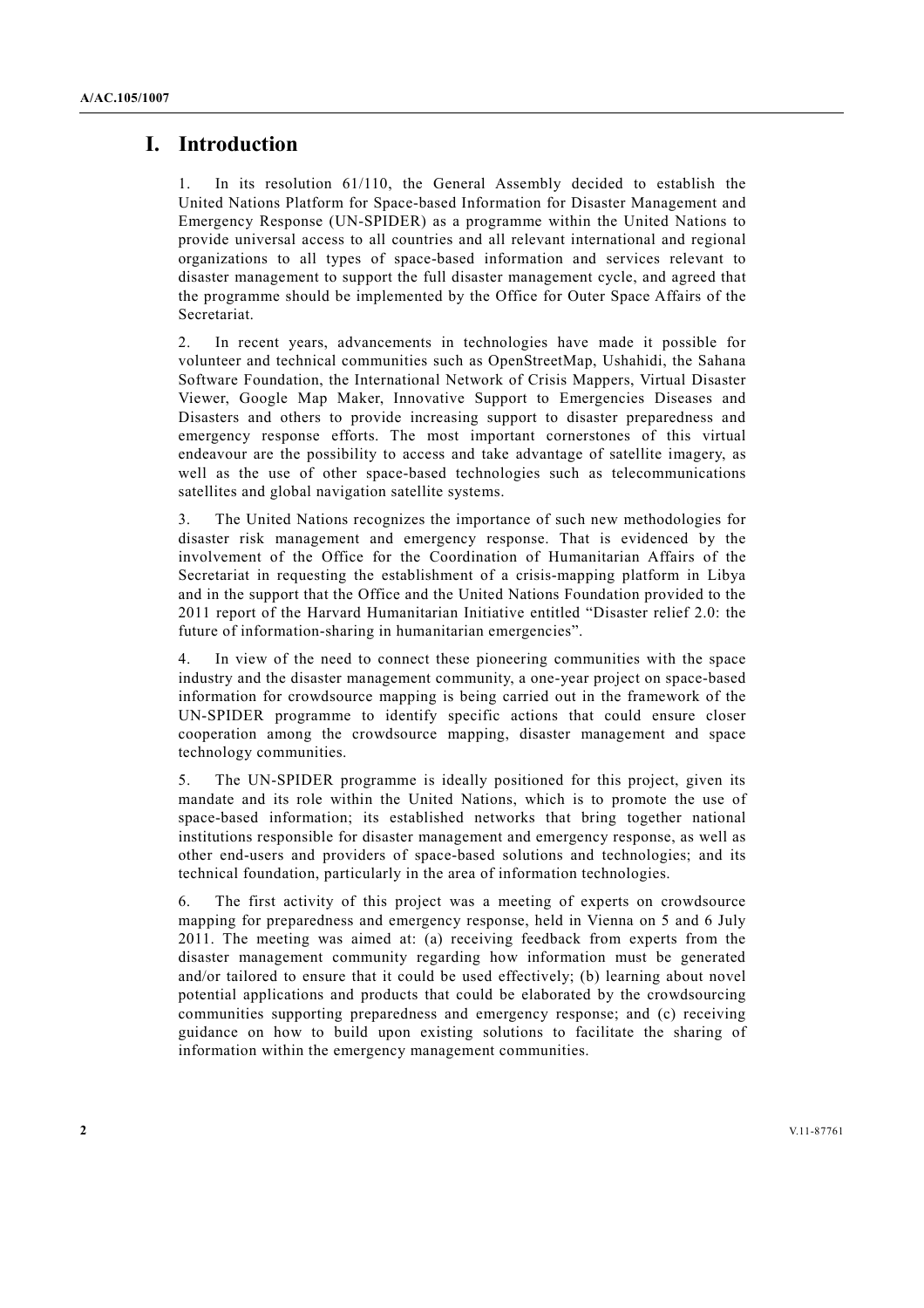# I. Introduction

1. In its resolution 61/110, the General Assembly decided to establish the United Nations Platform for Space-based Information for Disaster Management and Emergency Response (UN-SPIDER) as a programme within the United Nations to provide universal access to all countries and all relevant international and regional organizations to all types of space-based information and services relevant to disaster management to support the full disaster management cycle, and agreed that the programme should be implemented by the Office for Outer Space Affairs of the Secretariat.

2. In recent years, advancements in technologies have made it possible for volunteer and technical communities such as OpenStreetMap, Ushahidi, the Sahana Software Foundation, the International Network of Crisis Mappers, Virtual Disaster Viewer, Google Map Maker, Innovative Support to Emergencies Diseases and Disasters and others to provide increasing support to disaster preparedness and emergency response efforts. The most important cornerstones of this virtual endeavour are the possibility to access and take advantage of satellite imagery, as well as the use of other space-based technologies such as telecommunications satellites and global navigation satellite systems.

3. The United Nations recognizes the importance of such new methodologies for disaster risk management and emergency response. That is evidenced by the involvement of the Office for the Coordination of Humanitarian Affairs of the Secretariat in requesting the establishment of a crisis-mapping platform in Libya and in the support that the Office and the United Nations Foundation provided to the 2011 report of the Harvard Humanitarian Initiative entitled "Disaster relief 2.0: the future of information-sharing in humanitarian emergencies".

4. In view of the need to connect these pioneering communities with the space industry and the disaster management community, a one-year project on space-based information for crowdsource mapping is being carried out in the framework of the UN-SPIDER programme to identify specific actions that could ensure closer cooperation among the crowdsource mapping, disaster management and space technology communities.

5. The UN-SPIDER programme is ideally positioned for this project, given its mandate and its role within the United Nations, which is to promote the use of space-based information; its established networks that bring together national institutions responsible for disaster management and emergency response, as well as other end-users and providers of space-based solutions and technologies; and its technical foundation, particularly in the area of information technologies.

6. The first activity of this project was a meeting of experts on crowdsource mapping for preparedness and emergency response, held in Vienna on 5 and 6 July 2011. The meeting was aimed at: (a) receiving feedback from experts from the disaster management community regarding how information must be generated and/or tailored to ensure that it could be used effectively; (b) learning about novel potential applications and products that could be elaborated by the crowdsourcing communities supporting preparedness and emergency response; and (c) receiving guidance on how to build upon existing solutions to facilitate the sharing of information within the emergency management communities.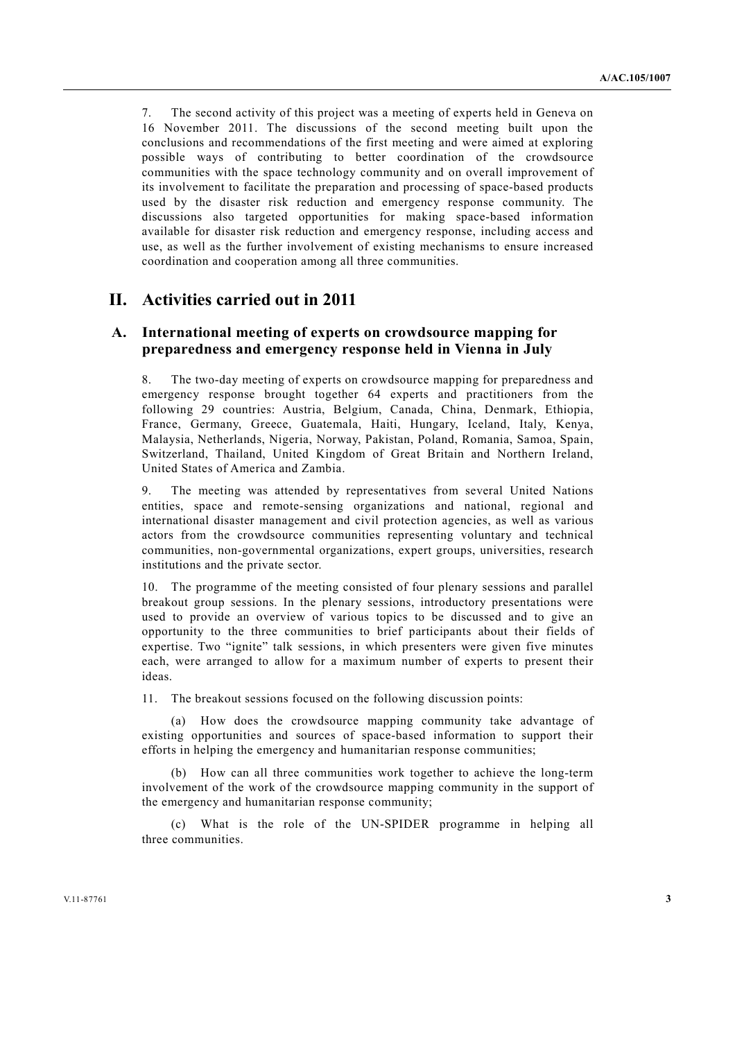7. The second activity of this project was a meeting of experts held in Geneva on 16 November 2011. The discussions of the second meeting built upon the conclusions and recommendations of the first meeting and were aimed at exploring possible ways of contributing to better coordination of the crowdsource communities with the space technology community and on overall improvement of its involvement to facilitate the preparation and processing of space-based products used by the disaster risk reduction and emergency response community. The discussions also targeted opportunities for making space-based information available for disaster risk reduction and emergency response, including access and use, as well as the further involvement of existing mechanisms to ensure increased coordination and cooperation among all three communities.

# II. Activities carried out in 2011

## A. International meeting of experts on crowdsource mapping for preparedness and emergency response held in Vienna in July

8. The two-day meeting of experts on crowdsource mapping for preparedness and emergency response brought together 64 experts and practitioners from the following 29 countries: Austria, Belgium, Canada, China, Denmark, Ethiopia, France, Germany, Greece, Guatemala, Haiti, Hungary, Iceland, Italy, Kenya, Malaysia, Netherlands, Nigeria, Norway, Pakistan, Poland, Romania, Samoa, Spain, Switzerland, Thailand, United Kingdom of Great Britain and Northern Ireland, United States of America and Zambia.

9. The meeting was attended by representatives from several United Nations entities, space and remote-sensing organizations and national, regional and international disaster management and civil protection agencies, as well as various actors from the crowdsource communities representing voluntary and technical communities, non-governmental organizations, expert groups, universities, research institutions and the private sector.

10. The programme of the meeting consisted of four plenary sessions and parallel breakout group sessions. In the plenary sessions, introductory presentations were used to provide an overview of various topics to be discussed and to give an opportunity to the three communities to brief participants about their fields of expertise. Two "ignite" talk sessions, in which presenters were given five minutes each, were arranged to allow for a maximum number of experts to present their ideas.

11. The breakout sessions focused on the following discussion points:

(a) How does the crowdsource mapping community take advantage of existing opportunities and sources of space-based information to support their efforts in helping the emergency and humanitarian response communities;

(b) How can all three communities work together to achieve the long-term involvement of the work of the crowdsource mapping community in the support of the emergency and humanitarian response community;

(c) What is the role of the UN-SPIDER programme in helping all three communities.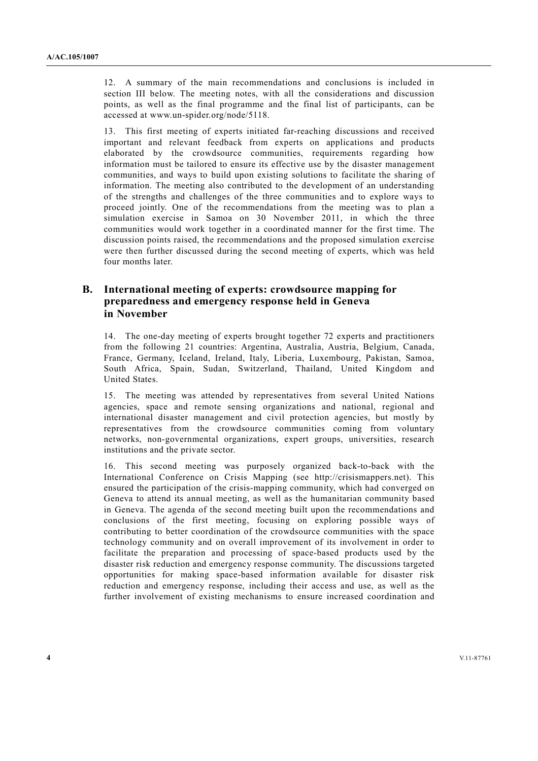12. A summary of the main recommendations and conclusions is included in section III below. The meeting notes, with all the considerations and discussion points, as well as the final programme and the final list of participants, can be accessed at www.un-spider.org/node/5118.

13. This first meeting of experts initiated far-reaching discussions and received important and relevant feedback from experts on applications and products elaborated by the crowdsource communities, requirements regarding how information must be tailored to ensure its effective use by the disaster management communities, and ways to build upon existing solutions to facilitate the sharing of information. The meeting also contributed to the development of an understanding of the strengths and challenges of the three communities and to explore ways to proceed jointly. One of the recommendations from the meeting was to plan a simulation exercise in Samoa on 30 November 2011, in which the three communities would work together in a coordinated manner for the first time. The discussion points raised, the recommendations and the proposed simulation exercise were then further discussed during the second meeting of experts, which was held four months later.

## B. International meeting of experts: crowdsource mapping for preparedness and emergency response held in Geneva in November

14. The one-day meeting of experts brought together 72 experts and practitioners from the following 21 countries: Argentina, Australia, Austria, Belgium, Canada, France, Germany, Iceland, Ireland, Italy, Liberia, Luxembourg, Pakistan, Samoa, South Africa, Spain, Sudan, Switzerland, Thailand, United Kingdom and United States.

15. The meeting was attended by representatives from several United Nations agencies, space and remote sensing organizations and national, regional and international disaster management and civil protection agencies, but mostly by representatives from the crowdsource communities coming from voluntary networks, non-governmental organizations, expert groups, universities, research institutions and the private sector.

16. This second meeting was purposely organized back-to-back with the International Conference on Crisis Mapping (see http://crisismappers.net). This ensured the participation of the crisis-mapping community, which had converged on Geneva to attend its annual meeting, as well as the humanitarian community based in Geneva. The agenda of the second meeting built upon the recommendations and conclusions of the first meeting, focusing on exploring possible ways of contributing to better coordination of the crowdsource communities with the space technology community and on overall improvement of its involvement in order to facilitate the preparation and processing of space-based products used by the disaster risk reduction and emergency response community. The discussions targeted opportunities for making space-based information available for disaster risk reduction and emergency response, including their access and use, as well as the further involvement of existing mechanisms to ensure increased coordination and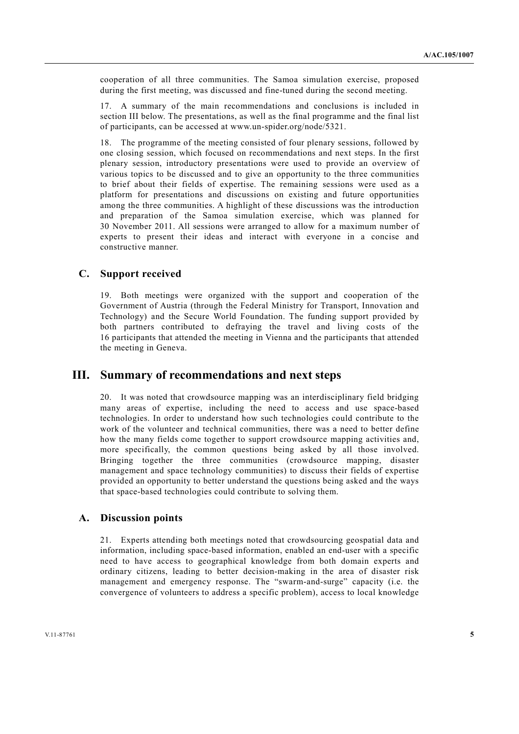cooperation of all three communities. The Samoa simulation exercise, proposed during the first meeting, was discussed and fine-tuned during the second meeting.

17. A summary of the main recommendations and conclusions is included in section III below. The presentations, as well as the final programme and the final list of participants, can be accessed at www.un-spider.org/node/5321.

18. The programme of the meeting consisted of four plenary sessions, followed by one closing session, which focused on recommendations and next steps. In the first plenary session, introductory presentations were used to provide an overview of various topics to be discussed and to give an opportunity to the three communities to brief about their fields of expertise. The remaining sessions were used as a platform for presentations and discussions on existing and future opportunities among the three communities. A highlight of these discussions was the introduction and preparation of the Samoa simulation exercise, which was planned for 30 November 2011. All sessions were arranged to allow for a maximum number of experts to present their ideas and interact with everyone in a concise and constructive manner.

### C. Support received

19. Both meetings were organized with the support and cooperation of the Government of Austria (through the Federal Ministry for Transport, Innovation and Technology) and the Secure World Foundation. The funding support provided by both partners contributed to defraying the travel and living costs of the 16 participants that attended the meeting in Vienna and the participants that attended the meeting in Geneva.

## III. Summary of recommendations and next steps

20. It was noted that crowdsource mapping was an interdisciplinary field bridging many areas of expertise, including the need to access and use space-based technologies. In order to understand how such technologies could contribute to the work of the volunteer and technical communities, there was a need to better define how the many fields come together to support crowdsource mapping activities and, more specifically, the common questions being asked by all those involved. Bringing together the three communities (crowdsource mapping, disaster management and space technology communities) to discuss their fields of expertise provided an opportunity to better understand the questions being asked and the ways that space-based technologies could contribute to solving them.

### A. Discussion points

21. Experts attending both meetings noted that crowdsourcing geospatial data and information, including space-based information, enabled an end-user with a specific need to have access to geographical knowledge from both domain experts and ordinary citizens, leading to better decision-making in the area of disaster risk management and emergency response. The "swarm-and-surge" capacity (i.e. the convergence of volunteers to address a specific problem), access to local knowledge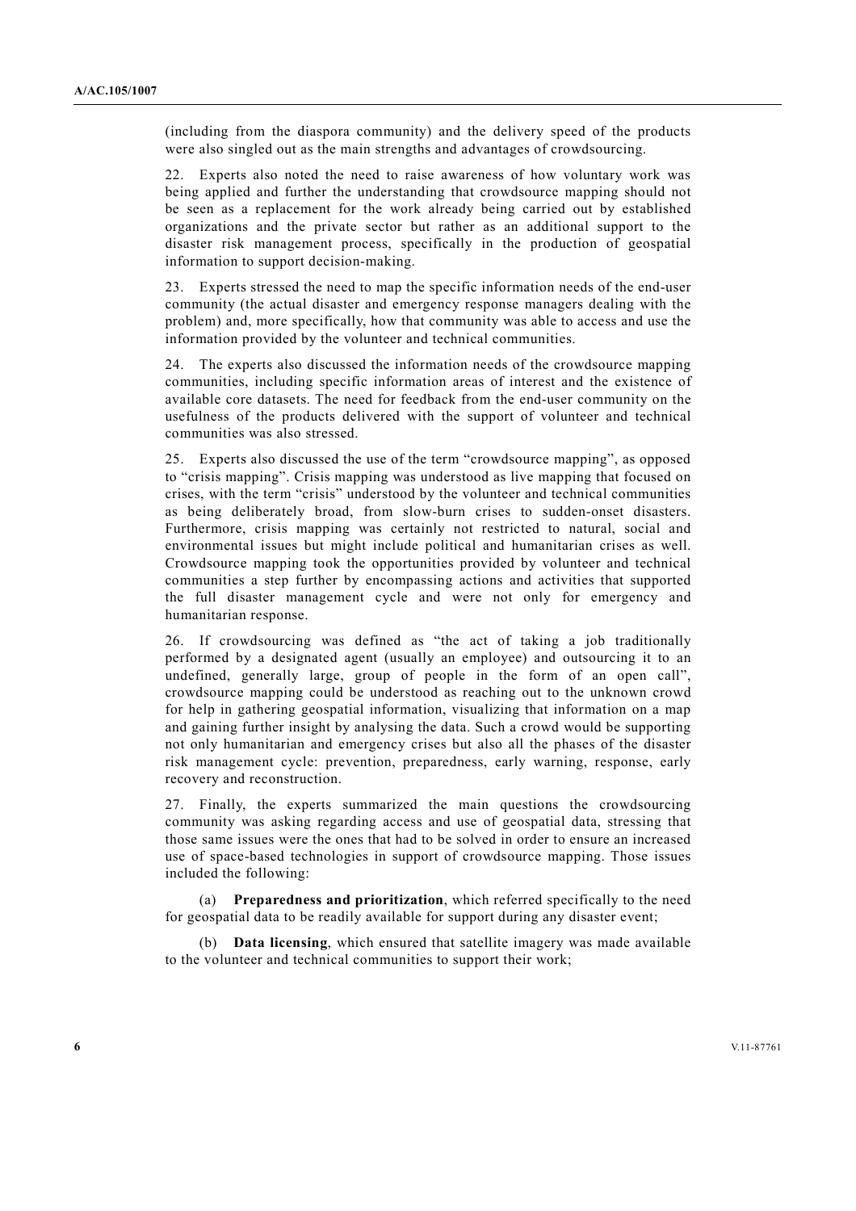(including from the diaspora community) and the delivery speed of the products were also singled out as the main strengths and advantages of crowdsourcing.

22. Experts also noted the need to raise awareness of how voluntary work was being applied and further the understanding that crowdsource mapping should not be seen as a replacement for the work already being carried out by established organizations and the private sector but rather as an additional support to the disaster risk management process, specifically in the production of geospatial information to support decision-making.

23. Experts stressed the need to map the specific information needs of the end-user community (the actual disaster and emergency response managers dealing with the problem) and, more specifically, how that community was able to access and use the information provided by the volunteer and technical communities.

24. The experts also discussed the information needs of the crowdsource mapping communities, including specific information areas of interest and the existence of available core datasets. The need for feedback from the end-user community on the usefulness of the products delivered with the support of volunteer and technical communities was also stressed.

25. Experts also discussed the use of the term "crowdsource mapping", as opposed to "crisis mapping". Crisis mapping was understood as live mapping that focused on crises, with the term "crisis" understood by the volunteer and technical communities as being deliberately broad, from slow-burn crises to sudden-onset disasters. Furthermore, crisis mapping was certainly not restricted to natural, social and environmental issues but might include political and humanitarian crises as well. Crowdsource mapping took the opportunities provided by volunteer and technical communities a step further by encompassing actions and activities that supported the full disaster management cycle and were not only for emergency and humanitarian response.

26. If crowdsourcing was defined as "the act of taking a job traditionally performed by a designated agent (usually an employee) and outsourcing it to an undefined, generally large, group of people in the form of an open call", crowdsource mapping could be understood as reaching out to the unknown crowd for help in gathering geospatial information, visualizing that information on a map and gaining further insight by analysing the data. Such a crowd would be supporting not only humanitarian and emergency crises but also all the phases of the disaster risk management cycle: prevention, preparedness, early warning, response, early recovery and reconstruction.

27. Finally, the experts summarized the main questions the crowdsourcing community was asking regarding access and use of geospatial data, stressing that those same issues were the ones that had to be solved in order to ensure an increased use of space-based technologies in support of crowdsource mapping. Those issues included the following:

(a) **Preparedness and prioritization**, which referred specifically to the need for geospatial data to be readily available for support during any disaster event;

(b) **Data licensing**, which ensured that satellite imagery was made available to the volunteer and technical communities to support their work;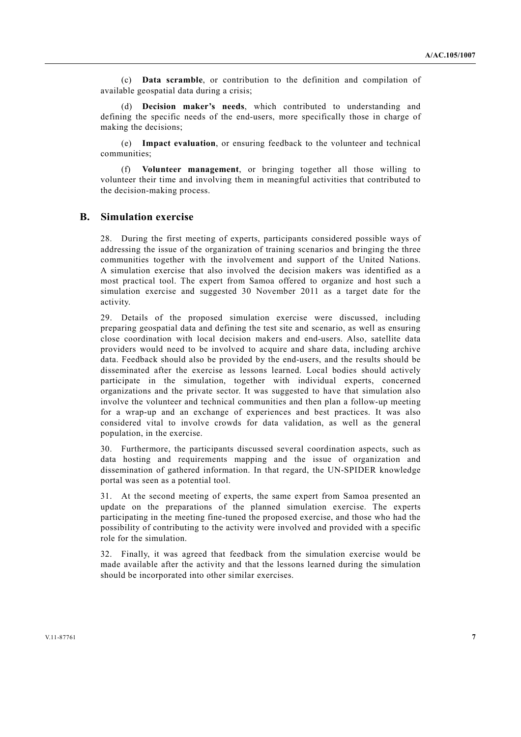(c) **Data scramble**, or contribution to the definition and compilation of available geospatial data during a crisis;

(d) **Decision maker's needs**, which contributed to understanding and defining the specific needs of the end-users, more specifically those in charge of making the decisions;

(e) **Impact evaluation**, or ensuring feedback to the volunteer and technical communities;

(f) **Volunteer management**, or bringing together all those willing to volunteer their time and involving them in meaningful activities that contributed to the decision-making process.

## B. Simulation exercise

28. During the first meeting of experts, participants considered possible ways of addressing the issue of the organization of training scenarios and bringing the three communities together with the involvement and support of the United Nations. A simulation exercise that also involved the decision makers was identified as a most practical tool. The expert from Samoa offered to organize and host such a simulation exercise and suggested 30 November 2011 as a target date for the activity.

29. Details of the proposed simulation exercise were discussed, including preparing geospatial data and defining the test site and scenario, as well as ensuring close coordination with local decision makers and end-users. Also, satellite data providers would need to be involved to acquire and share data, including archive data. Feedback should also be provided by the end-users, and the results should be disseminated after the exercise as lessons learned. Local bodies should actively participate in the simulation, together with individual experts, concerned organizations and the private sector. It was suggested to have that simulation also involve the volunteer and technical communities and then plan a follow-up meeting for a wrap-up and an exchange of experiences and best practices. It was also considered vital to involve crowds for data validation, as well as the general population, in the exercise.

30. Furthermore, the participants discussed several coordination aspects, such as data hosting and requirements mapping and the issue of organization and dissemination of gathered information. In that regard, the UN-SPIDER knowledge portal was seen as a potential tool.

31. At the second meeting of experts, the same expert from Samoa presented an update on the preparations of the planned simulation exercise. The experts participating in the meeting fine-tuned the proposed exercise, and those who had the possibility of contributing to the activity were involved and provided with a specific role for the simulation.

32. Finally, it was agreed that feedback from the simulation exercise would be made available after the activity and that the lessons learned during the simulation should be incorporated into other similar exercises.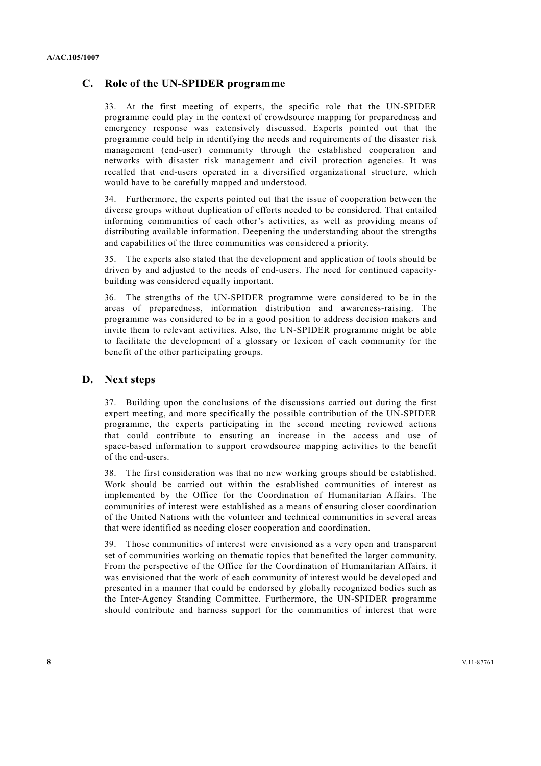## C. Role of the UN-SPIDER programme

33. At the first meeting of experts, the specific role that the UN-SPIDER programme could play in the context of crowdsource mapping for preparedness and emergency response was extensively discussed. Experts pointed out that the programme could help in identifying the needs and requirements of the disaster risk management (end-user) community through the established cooperation and networks with disaster risk management and civil protection agencies. It was recalled that end-users operated in a diversified organizational structure, which would have to be carefully mapped and understood.

34. Furthermore, the experts pointed out that the issue of cooperation between the diverse groups without duplication of efforts needed to be considered. That entailed informing communities of each other's activities, as well as providing means of distributing available information. Deepening the understanding about the strengths and capabilities of the three communities was considered a priority.

35. The experts also stated that the development and application of tools should be driven by and adjusted to the needs of end-users. The need for continued capacity-building was considered equally important.

36. The strengths of the UN-SPIDER programme were considered to be in the areas of preparedness, information distribution and awareness-raising. The programme was considered to be in a good position to address decision makers and invite them to relevant activities. Also, the UN-SPIDER programme might be able to facilitate the development of a glossary or lexicon of each community for the benefit of the other participating groups.

## D. Next steps

37. Building upon the conclusions of the discussions carried out during the first expert meeting, and more specifically the possible contribution of the UN-SPIDER programme, the experts participating in the second meeting reviewed actions that could contribute to ensuring an increase in the access and use of space-based information to support crowdsource mapping activities to the benefit of the end-users.

38. The first consideration was that no new working groups should be established. Work should be carried out within the established communities of interest as implemented by the Office for the Coordination of Humanitarian Affairs. The communities of interest were established as a means of ensuring closer coordination of the United Nations with the volunteer and technical communities in several areas that were identified as needing closer cooperation and coordination.

39. Those communities of interest were envisioned as a very open and transparent set of communities working on thematic topics that benefited the larger community. From the perspective of the Office for the Coordination of Humanitarian Affairs, it was envisioned that the work of each community of interest would be developed and presented in a manner that could be endorsed by globally recognized bodies such as the Inter-Agency Standing Committee. Furthermore, the UN-SPIDER programme should contribute and harness support for the communities of interest that were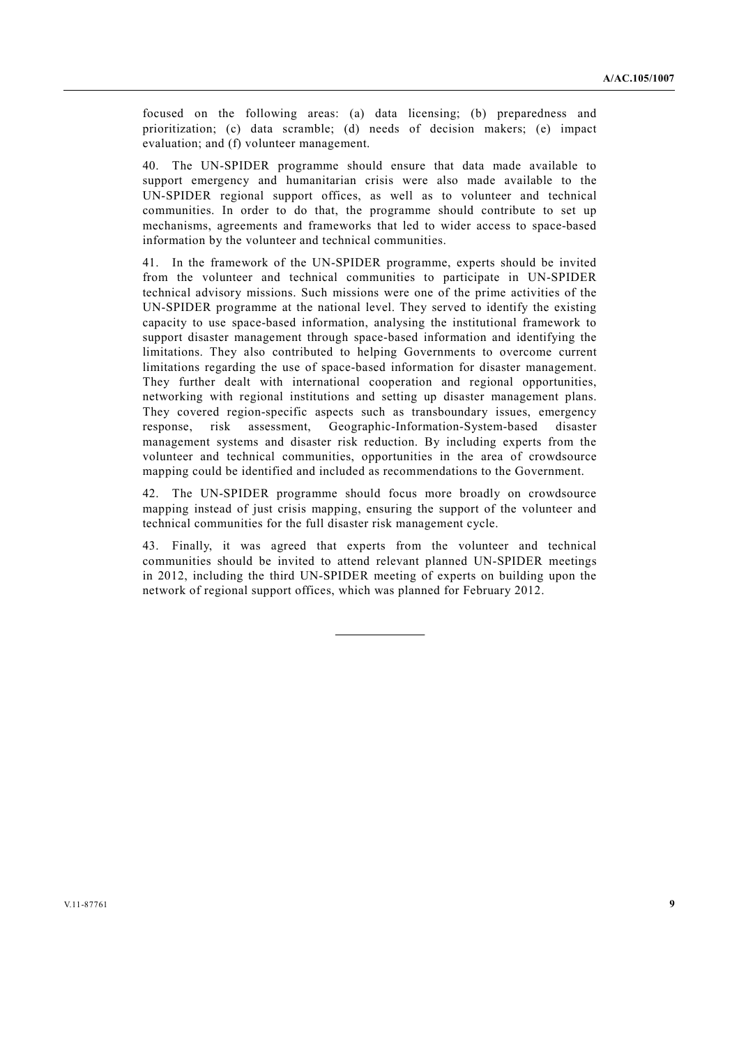focused on the following areas: (a) data licensing; (b) preparedness and prioritization; (c) data scramble; (d) needs of decision makers; (e) impact evaluation; and (f) volunteer management.

40. The UN-SPIDER programme should ensure that data made available to support emergency and humanitarian crisis were also made available to the UN-SPIDER regional support offices, as well as to volunteer and technical communities. In order to do that, the programme should contribute to set up mechanisms, agreements and frameworks that led to wider access to space-based information by the volunteer and technical communities.

41. In the framework of the UN-SPIDER programme, experts should be invited from the volunteer and technical communities to participate in UN-SPIDER technical advisory missions. Such missions were one of the prime activities of the UN-SPIDER programme at the national level. They served to identify the existing capacity to use space-based information, analysing the institutional framework to support disaster management through space-based information and identifying the limitations. They also contributed to helping Governments to overcome current limitations regarding the use of space-based information for disaster management. They further dealt with international cooperation and regional opportunities, networking with regional institutions and setting up disaster management plans. They covered region-specific aspects such as transboundary issues, emergency response, risk assessment, Geographic-Information-System-based disaster management systems and disaster risk reduction. By including experts from the volunteer and technical communities, opportunities in the area of crowdsource mapping could be identified and included as recommendations to the Government.

42. The UN-SPIDER programme should focus more broadly on crowdsource mapping instead of just crisis mapping, ensuring the support of the volunteer and technical communities for the full disaster risk management cycle.

43. Finally, it was agreed that experts from the volunteer and technical communities should be invited to attend relevant planned UN-SPIDER meetings in 2012, including the third UN-SPIDER meeting of experts on building upon the network of regional support offices, which was planned for February 2012.